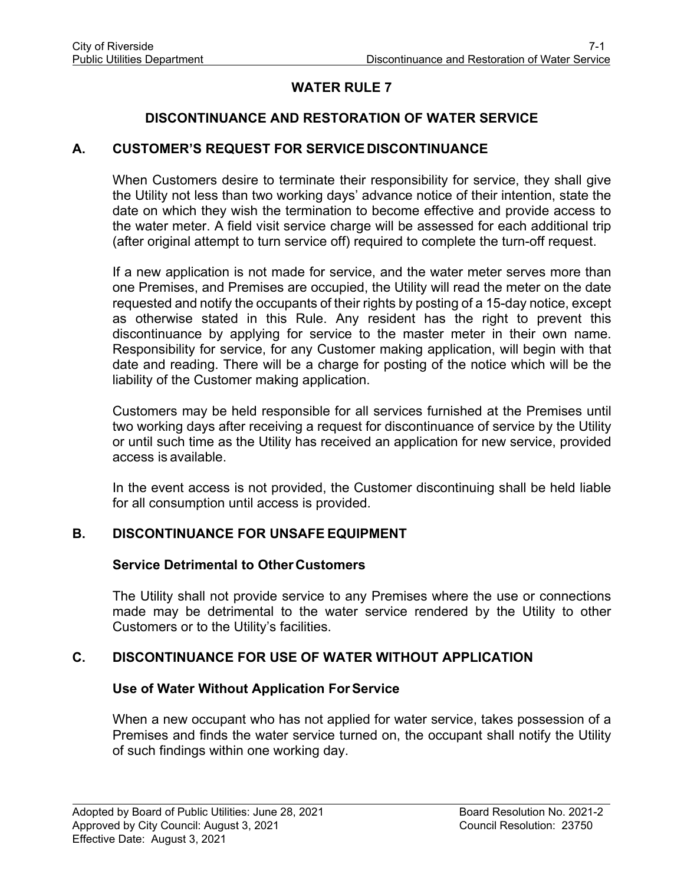# WATER RULE 7

## DISCONTINUANCE AND RESTORATION OF WATER SERVICE

### A. CUSTOMER'S REQUEST FOR SERVICE DISCONTINUANCE

When Customers desire to terminate their responsibility for service, they shall give the Utility not less than two working days' advance notice of their intention, state the date on which they wish the termination to become effective and provide access to the water meter. A field visit service charge will be assessed for each additional trip (after original attempt to turn service off) required to complete the turn-off request.

If a new application is not made for service, and the water meter serves more than one Premises, and Premises are occupied, the Utility will read the meter on the date requested and notify the occupants of their rights by posting of a 15-day notice, except as otherwise stated in this Rule. Any resident has the right to prevent this discontinuance by applying for service to the master meter in their own name. Responsibility for service, for any Customer making application, will begin with that date and reading. There will be a charge for posting of the notice which will be the liability of the Customer making application.

Customers may be held responsible for all services furnished at the Premises until two working days after receiving a request for discontinuance of service by the Utility or until such time as the Utility has received an application for new service, provided access is available.

In the event access is not provided, the Customer discontinuing shall be held liable for all consumption until access is provided.

### B. DISCONTINUANCE FOR UNSAFE EQUIPMENT

#### Service Detrimental to Other Customers

The Utility shall not provide service to any Premises where the use or connections made may be detrimental to the water service rendered by the Utility to other Customers or to the Utility's facilities.

### C. DISCONTINUANCE FOR USE OF WATER WITHOUT APPLICATION

#### Use of Water Without Application For Service

When a new occupant who has not applied for water service, takes possession of a Premises and finds the water service turned on, the occupant shall notify the Utility of such findings within one working day.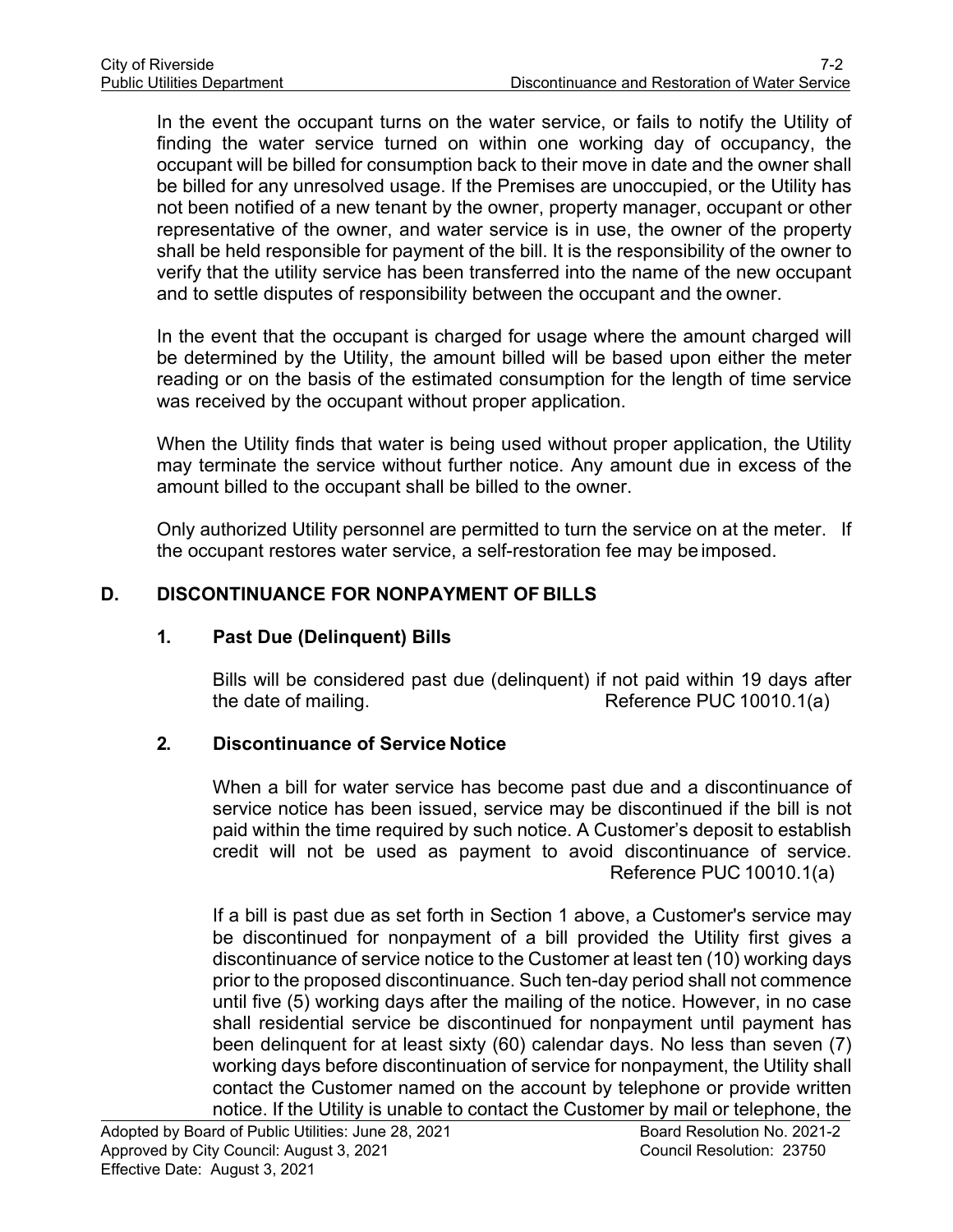In the event the occupant turns on the water service, or fails to notify the Utility of finding the water service turned on within one working day of occupancy, the occupant will be billed for consumption back to their move in date and the owner shall be billed for any unresolved usage. If the Premises are unoccupied, or the Utility has not been notified of a new tenant by the owner, property manager, occupant or other representative of the owner, and water service is in use, the owner of the property shall be held responsible for payment of the bill. It is the responsibility of the owner to verify that the utility service has been transferred into the name of the new occupant and to settle disputes of responsibility between the occupant and the owner.

In the event that the occupant is charged for usage where the amount charged will be determined by the Utility, the amount billed will be based upon either the meter reading or on the basis of the estimated consumption for the length of time service was received by the occupant without proper application.

When the Utility finds that water is being used without proper application, the Utility may terminate the service without further notice. Any amount due in excess of the amount billed to the occupant shall be billed to the owner.

Only authorized Utility personnel are permitted to turn the service on at the meter. If the occupant restores water service, a self-restoration fee may be imposed.

## D. DISCONTINUANCE FOR NONPAYMENT OF BILLS

### 1. Past Due (Delinquent) Bills

Bills will be considered past due (delinquent) if not paid within 19 days after the date of mailing. Reference PUC 10010.1(a)

### 2. Discontinuance of Service Notice

When a bill for water service has become past due and a discontinuance of service notice has been issued, service may be discontinued if the bill is not paid within the time required by such notice. A Customer's deposit to establish credit will not be used as payment to avoid discontinuance of service. Reference PUC 10010.1(a)

If a bill is past due as set forth in Section 1 above, a Customer's service may be discontinued for nonpayment of a bill provided the Utility first gives a discontinuance of service notice to the Customer at least ten (10) working days prior to the proposed discontinuance. Such ten-day period shall not commence until five (5) working days after the mailing of the notice. However, in no case shall residential service be discontinued for nonpayment until payment has been delinquent for at least sixty (60) calendar days. No less than seven (7) working days before discontinuation of service for nonpayment, the Utility shall contact the Customer named on the account by telephone or provide written notice. If the Utility is unable to contact the Customer by mail or telephone, the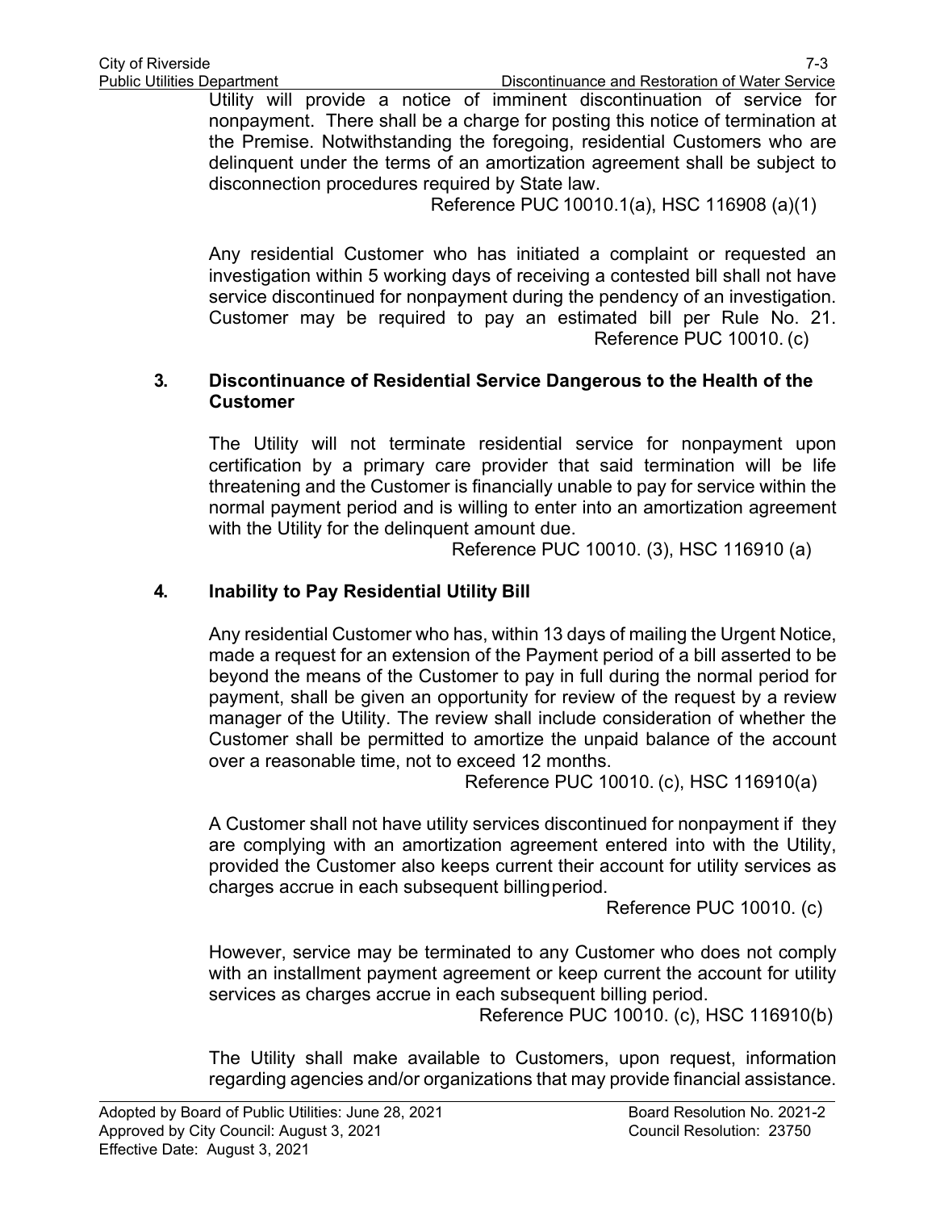Utility will provide a notice of imminent discontinuation of service for nonpayment. There shall be a charge for posting this notice of termination at the Premise. Notwithstanding the foregoing, residential Customers who are delinquent under the terms of an amortization agreement shall be subject to disconnection procedures required by State law.

Reference PUC 10010.1(a), HSC 116908 (a)(1)

Any residential Customer who has initiated a complaint or requested an investigation within 5 working days of receiving a contested bill shall not have service discontinued for nonpayment during the pendency of an investigation. Customer may be required to pay an estimated bill per Rule No. 21.

Reference PUC 10010. (c)

### 3. Discontinuance of Residential Service Dangerous to the Health of the Customer

The Utility will not terminate residential service for nonpayment upon certification by a primary care provider that said termination will be life threatening and the Customer is financially unable to pay for service within the normal payment period and is willing to enter into an amortization agreement with the Utility for the delinquent amount due.

Reference PUC 10010. (3), HSC 116910 (a)

### 4. Inability to Pay Residential Utility Bill

Any residential Customer who has, within 13 days of mailing the Urgent Notice, made a request for an extension of the Payment period of a bill asserted to be beyond the means of the Customer to pay in full during the normal period for payment, shall be given an opportunity for review of the request by a review manager of the Utility. The review shall include consideration of whether the Customer shall be permitted to amortize the unpaid balance of the account over a reasonable time, not to exceed 12 months.

Reference PUC 10010. (c), HSC 116910(a)

A Customer shall not have utility services discontinued for nonpayment if they are complying with an amortization agreement entered into with the Utility, provided the Customer also keeps current their account for utility services as charges accrue in each subsequent billing period.

Reference PUC 10010. (c)

However, service may be terminated to any Customer who does not comply with an installment payment agreement or keep current the account for utility services as charges accrue in each subsequent billing period.

Reference PUC 10010. (c), HSC 116910(b)

The Utility shall make available to Customers, upon request, information regarding agencies and/or organizations that may provide financial assistance.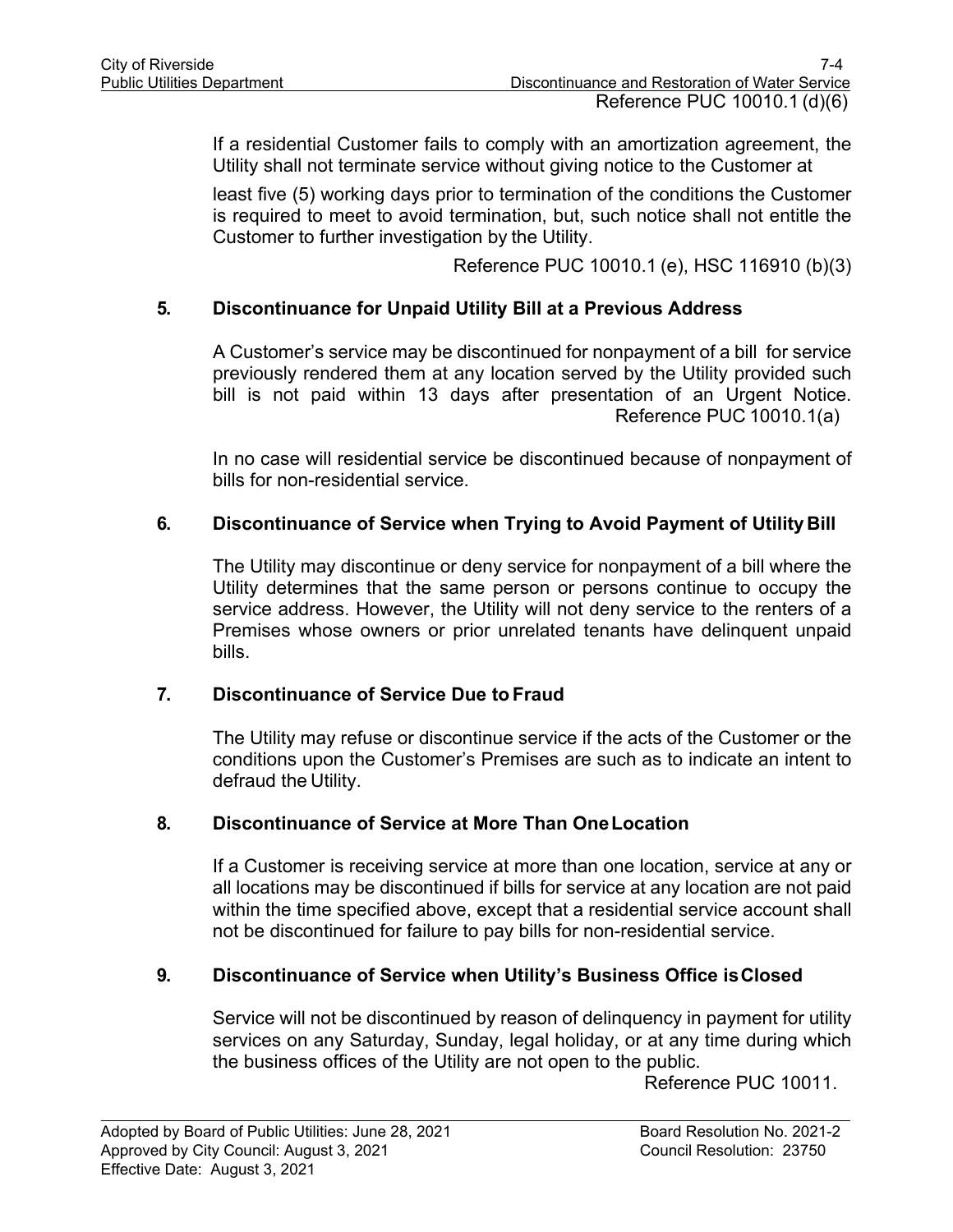Reference PUC 10010.1 (d)(6)

If a residential Customer fails to comply with an amortization agreement, the Utility shall not terminate service without giving notice to the Customer at least five (5) working days prior to termination of the conditions the Customer is required to meet to avoid termination, but, such notice shall not entitle the Customer to further investigation by the Utility.

Reference PUC 10010.1 (e), HSC 116910 (b)(3)

### 5. Discontinuance for Unpaid Utility Bill at a Previous Address

A Customer's service may be discontinued for nonpayment of a bill for service previously rendered them at any location served by the Utility provided such bill is not paid within 13 days after presentation of an Urgent Notice. Reference PUC 10010.1(a)

In no case will residential service be discontinued because of nonpayment of bills for non-residential service.

### 6. Discontinuance of Service when Trying to Avoid Payment of Utility Bill

The Utility may discontinue or deny service for nonpayment of a bill where the Utility determines that the same person or persons continue to occupy the service address. However, the Utility will not deny service to the renters of a Premises whose owners or prior unrelated tenants have delinquent unpaid bills.

### 7. Discontinuance of Service Due to Fraud

The Utility may refuse or discontinue service if the acts of the Customer or the conditions upon the Customer's Premises are such as to indicate an intent to defraud the Utility.

### 8. Discontinuance of Service at More Than One Location

If a Customer is receiving service at more than one location, service at any or all locations may be discontinued if bills for service at any location are not paid within the time specified above, except that a residential service account shall not be discontinued for failure to pay bills for non-residential service.

### 9. Discontinuance of Service when Utility's Business Office is Closed

Service will not be discontinued by reason of delinquency in payment for utility services on any Saturday, Sunday, legal holiday, or at any time during which the business offices of the Utility are not open to the public.

Reference PUC 10011.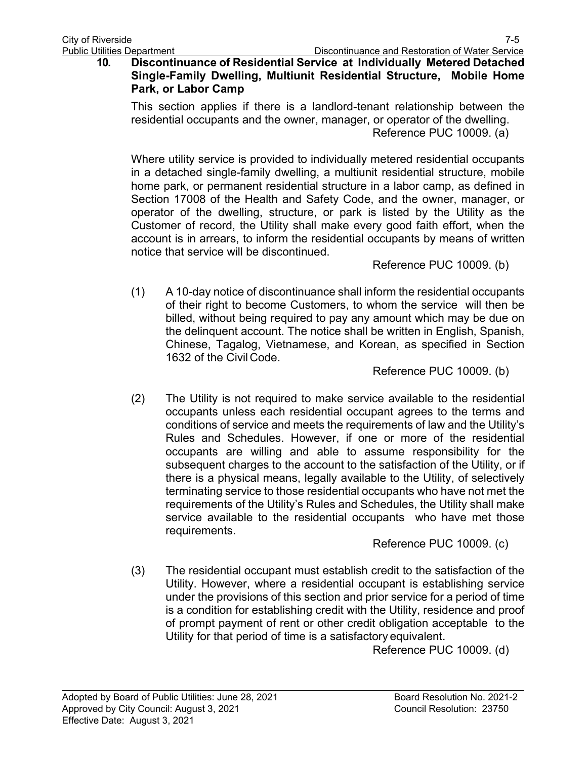## 10. Discontinuance of Residential Service at Individually Metered Detached Single-Family Dwelling, Multiunit Residential Structure, Mobile Home Park, or Labor Camp

This section applies if there is a landlord-tenant relationship between the residential occupants and the owner, manager, or operator of the dwelling.

Reference PUC 10009. (a)

Where utility service is provided to individually metered residential occupants in a detached single-family dwelling, a multiunit residential structure, mobile home park, or permanent residential structure in a labor camp, as defined in Section 17008 of the Health and Safety Code, and the owner, manager, or operator of the dwelling, structure, or park is listed by the Utility as the Customer of record, the Utility shall make every good faith effort, when the account is in arrears, to inform the residential occupants by means of written notice that service will be discontinued.

Reference PUC 10009. (b)

(1) A 10-day notice of discontinuance shall inform the residential occupants of their right to become Customers, to whom the service will then be billed, without being required to pay any amount which may be due on the delinquent account. The notice shall be written in English, Spanish, Chinese, Tagalog, Vietnamese, and Korean, as specified in Section 1632 of the Civil Code.

Reference PUC 10009. (b)

(2) The Utility is not required to make service available to the residential occupants unless each residential occupant agrees to the terms and conditions of service and meets the requirements of law and the Utility's Rules and Schedules. However, if one or more of the residential occupants are willing and able to assume responsibility for the subsequent charges to the account to the satisfaction of the Utility, or if there is a physical means, legally available to the Utility, of selectively terminating service to those residential occupants who have not met the requirements of the Utility's Rules and Schedules, the Utility shall make service available to the residential occupants who have met those requirements.

Reference PUC 10009. (c)

(3) The residential occupant must establish credit to the satisfaction of the Utility. However, where a residential occupant is establishing service under the provisions of this section and prior service for a period of time is a condition for establishing credit with the Utility, residence and proof of prompt payment of rent or other credit obligation acceptable to the Utility for that period of time is a satisfactory equivalent.

Reference PUC 10009. (d)

Adopted by Board of Public Utilities: June 28, 2021 — Board Resolution No. 2021-2
Approved by City Council: August 3, 2021 — Council Resolution: 23750
Effective Date: August 3, 2021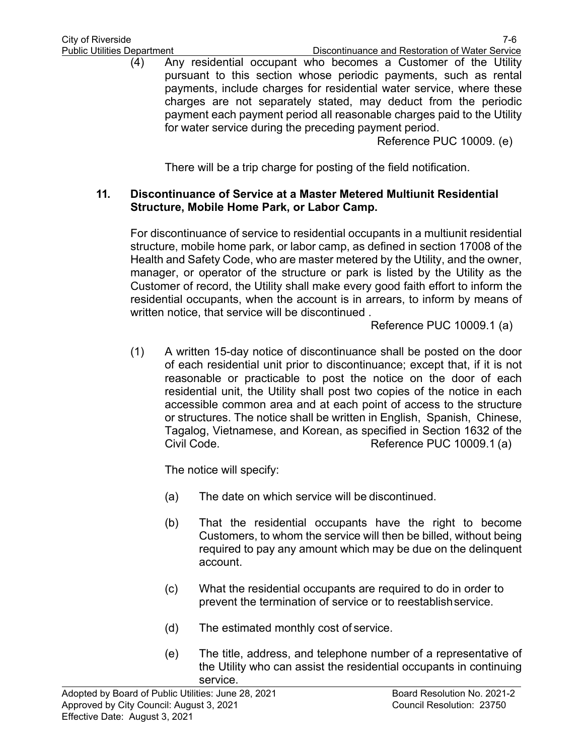(4) Any residential occupant who becomes a Customer of the Utility pursuant to this section whose periodic payments, such as rental payments, include charges for residential water service, where these charges are not separately stated, may deduct from the periodic payment each payment period all reasonable charges paid to the Utility for water service during the preceding payment period.

Reference PUC 10009. (e)

There will be a trip charge for posting of the field notification.

### 11. Discontinuance of Service at a Master Metered Multiunit Residential Structure, Mobile Home Park, or Labor Camp.

For discontinuance of service to residential occupants in a multiunit residential structure, mobile home park, or labor camp, as defined in section 17008 of the Health and Safety Code, who are master metered by the Utility, and the owner, manager, or operator of the structure or park is listed by the Utility as the Customer of record, the Utility shall make every good faith effort to inform the residential occupants, when the account is in arrears, to inform by means of written notice, that service will be discontinued .

Reference PUC 10009.1 (a)

(1) A written 15-day notice of discontinuance shall be posted on the door of each residential unit prior to discontinuance; except that, if it is not reasonable or practicable to post the notice on the door of each residential unit, the Utility shall post two copies of the notice in each accessible common area and at each point of access to the structure or structures. The notice shall be written in English, Spanish, Chinese, Tagalog, Vietnamese, and Korean, as specified in Section 1632 of the Civil Code. Reference PUC 10009.1 (a)

The notice will specify:

(a) The date on which service will be discontinued.

(b) That the residential occupants have the right to become Customers, to whom the service will then be billed, without being required to pay any amount which may be due on the delinquent account.

(c) What the residential occupants are required to do in order to prevent the termination of service or to reestablish service.

(d) The estimated monthly cost of service.

(e) The title, address, and telephone number of a representative of the Utility who can assist the residential occupants in continuing service.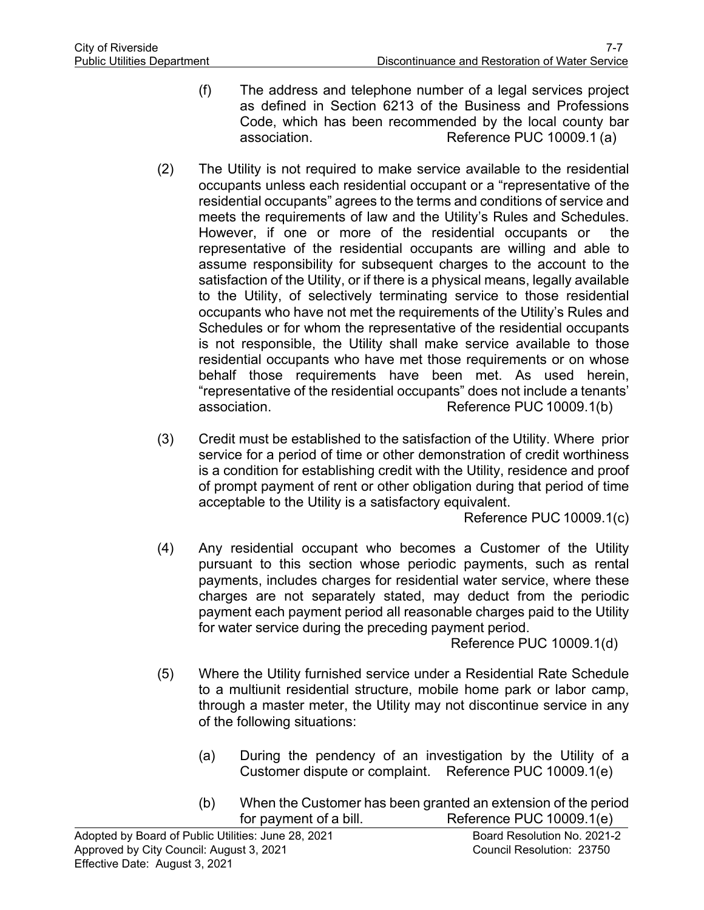(f) The address and telephone number of a legal services project as defined in Section 6213 of the Business and Professions Code, which has been recommended by the local county bar association. Reference PUC 10009.1 (a)

(2) The Utility is not required to make service available to the residential occupants unless each residential occupant or a "representative of the residential occupants" agrees to the terms and conditions of service and meets the requirements of law and the Utility's Rules and Schedules. However, if one or more of the residential occupants or the representative of the residential occupants are willing and able to assume responsibility for subsequent charges to the account to the satisfaction of the Utility, or if there is a physical means, legally available to the Utility, of selectively terminating service to those residential occupants who have not met the requirements of the Utility's Rules and Schedules or for whom the representative of the residential occupants is not responsible, the Utility shall make service available to those residential occupants who have met those requirements or on whose behalf those requirements have been met. As used herein, "representative of the residential occupants" does not include a tenants' association. Reference PUC 10009.1(b)

(3) Credit must be established to the satisfaction of the Utility. Where prior service for a period of time or other demonstration of credit worthiness is a condition for establishing credit with the Utility, residence and proof of prompt payment of rent or other obligation during that period of time acceptable to the Utility is a satisfactory equivalent. Reference PUC 10009.1(c)

(4) Any residential occupant who becomes a Customer of the Utility pursuant to this section whose periodic payments, such as rental payments, includes charges for residential water service, where these charges are not separately stated, may deduct from the periodic payment each payment period all reasonable charges paid to the Utility for water service during the preceding payment period. Reference PUC 10009.1(d)

(5) Where the Utility furnished service under a Residential Rate Schedule to a multiunit residential structure, mobile home park or labor camp, through a master meter, the Utility may not discontinue service in any of the following situations:

(a) During the pendency of an investigation by the Utility of a Customer dispute or complaint. Reference PUC 10009.1(e)

(b) When the Customer has been granted an extension of the period for payment of a bill. Reference PUC 10009.1(e)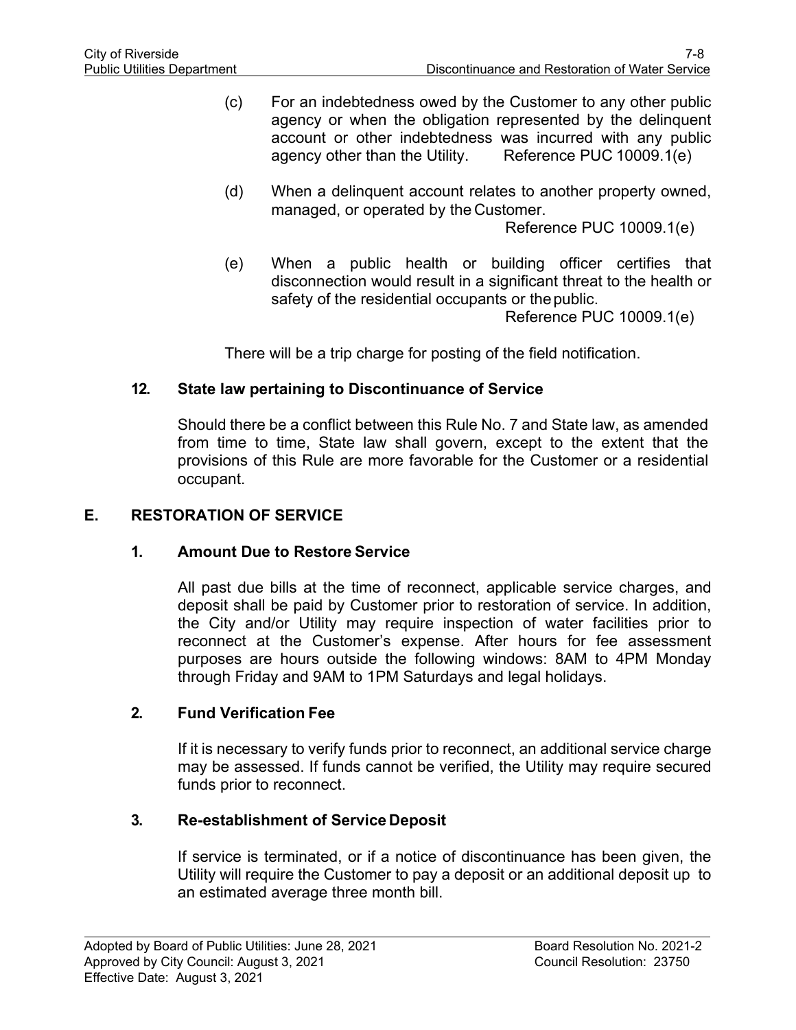(c) For an indebtedness owed by the Customer to any other public agency or when the obligation represented by the delinquent account or other indebtedness was incurred with any public agency other than the Utility. Reference PUC 10009.1(e)

(d) When a delinquent account relates to another property owned, managed, or operated by the Customer. Reference PUC 10009.1(e)

(e) When a public health or building officer certifies that disconnection would result in a significant threat to the health or safety of the residential occupants or the public. Reference PUC 10009.1(e)

There will be a trip charge for posting of the field notification.

**12. State law pertaining to Discontinuance of Service**

Should there be a conflict between this Rule No. 7 and State law, as amended from time to time, State law shall govern, except to the extent that the provisions of this Rule are more favorable for the Customer or a residential occupant.

## E. RESTORATION OF SERVICE

**1. Amount Due to Restore Service**

All past due bills at the time of reconnect, applicable service charges, and deposit shall be paid by Customer prior to restoration of service. In addition, the City and/or Utility may require inspection of water facilities prior to reconnect at the Customer's expense. After hours for fee assessment purposes are hours outside the following windows: 8AM to 4PM Monday through Friday and 9AM to 1PM Saturdays and legal holidays.

**2. Fund Verification Fee**

If it is necessary to verify funds prior to reconnect, an additional service charge may be assessed. If funds cannot be verified, the Utility may require secured funds prior to reconnect.

**3. Re-establishment of Service Deposit**

If service is terminated, or if a notice of discontinuance has been given, the Utility will require the Customer to pay a deposit or an additional deposit up to an estimated average three month bill.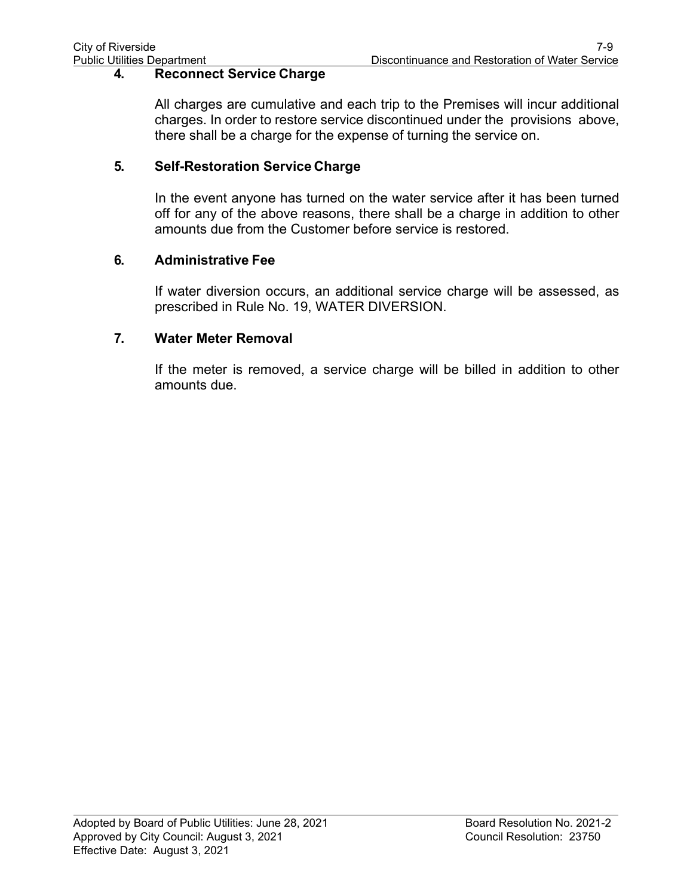### 4. Reconnect Service Charge

All charges are cumulative and each trip to the Premises will incur additional charges. In order to restore service discontinued under the provisions above, there shall be a charge for the expense of turning the service on.

### 5. Self-Restoration Service Charge

In the event anyone has turned on the water service after it has been turned off for any of the above reasons, there shall be a charge in addition to other amounts due from the Customer before service is restored.

### 6. Administrative Fee

If water diversion occurs, an additional service charge will be assessed, as prescribed in Rule No. 19, WATER DIVERSION.

### 7. Water Meter Removal

If the meter is removed, a service charge will be billed in addition to other amounts due.